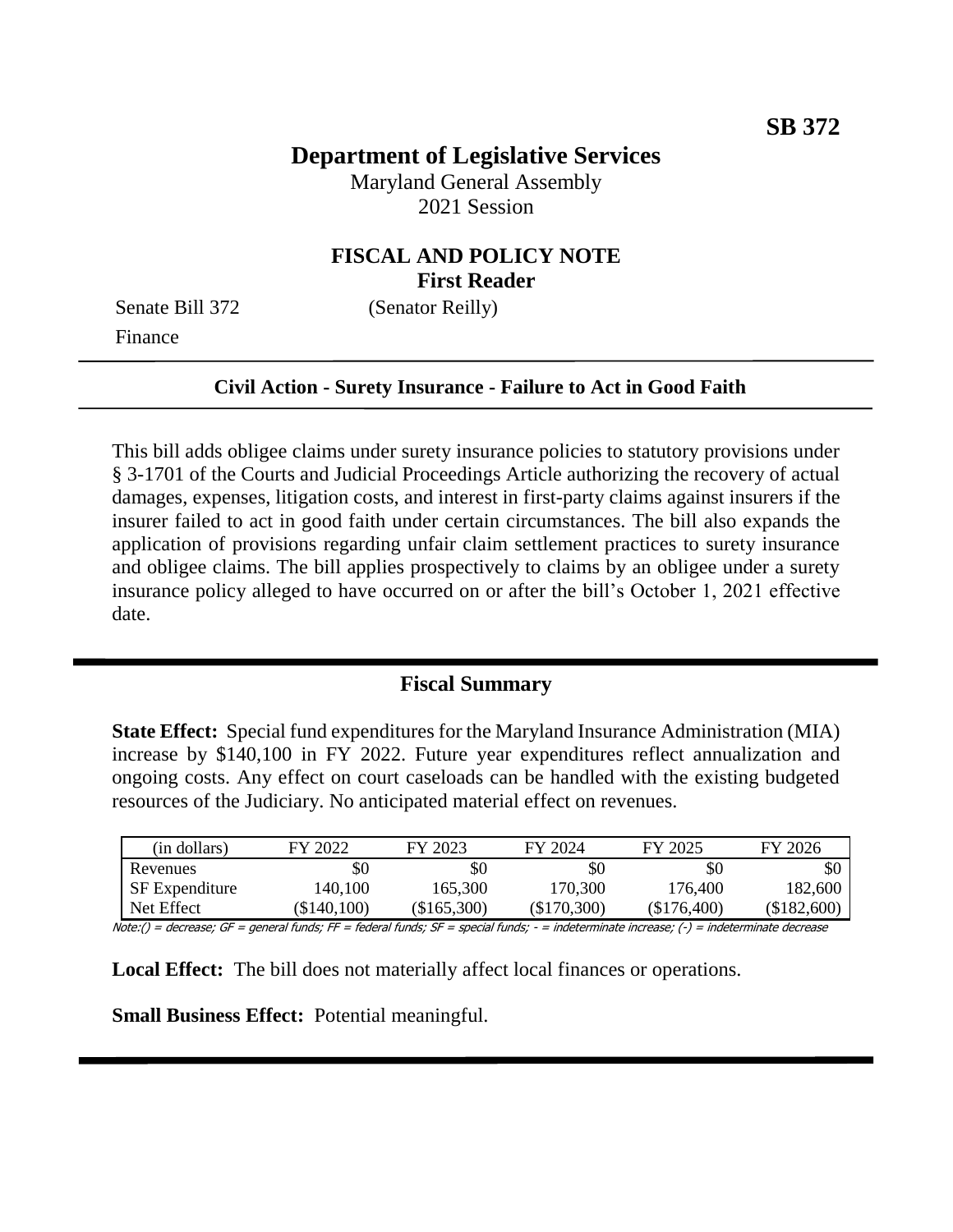**SB 372**

# Department of Legislative Services

Maryland General Assembly
2021 Session

## FISCAL AND POLICY NOTE
**First Reader**

Senate Bill 372 (Senator Reilly)
Finance

---

**Civil Action - Surety Insurance - Failure to Act in Good Faith**

---

This bill adds obligee claims under surety insurance policies to statutory provisions under § 3-1701 of the Courts and Judicial Proceedings Article authorizing the recovery of actual damages, expenses, litigation costs, and interest in first-party claims against insurers if the insurer failed to act in good faith under certain circumstances. The bill also expands the application of provisions regarding unfair claim settlement practices to surety insurance and obligee claims. The bill applies prospectively to claims by an obligee under a surety insurance policy alleged to have occurred on or after the bill's October 1, 2021 effective date.

---

## Fiscal Summary

**State Effect:** Special fund expenditures for the Maryland Insurance Administration (MIA) increase by $140,100 in FY 2022. Future year expenditures reflect annualization and ongoing costs. Any effect on court caseloads can be handled with the existing budgeted resources of the Judiciary. No anticipated material effect on revenues.

| (in dollars) | FY 2022 | FY 2023 | FY 2024 | FY 2025 | FY 2026 |
|---|---|---|---|---|---|
| Revenues | $0 | $0 | $0 | $0 | $0 |
| SF Expenditure | 140,100 | 165,300 | 170,300 | 176,400 | 182,600 |
| Net Effect | ($140,100) | ($165,300) | ($170,300) | ($176,400) | ($182,600) |

*Note:() = decrease; GF = general funds; FF = federal funds; SF = special funds; - = indeterminate increase; (-) = indeterminate decrease*

**Local Effect:** The bill does not materially affect local finances or operations.

**Small Business Effect:** Potential meaningful.

---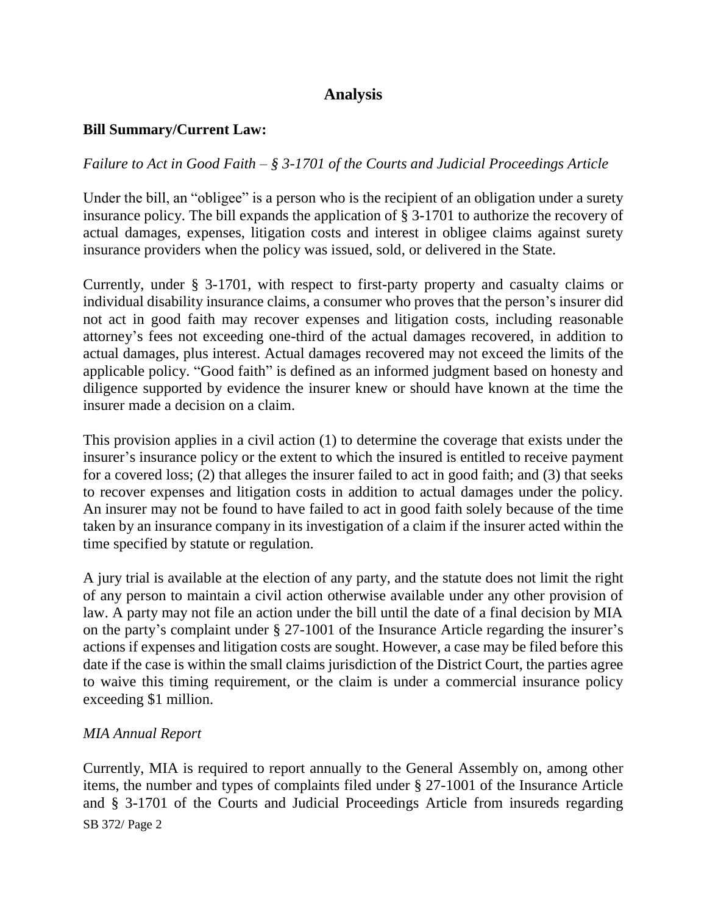## Analysis

**Bill Summary/Current Law:**

*Failure to Act in Good Faith – § 3-1701 of the Courts and Judicial Proceedings Article*

Under the bill, an "obligee" is a person who is the recipient of an obligation under a surety insurance policy. The bill expands the application of § 3-1701 to authorize the recovery of actual damages, expenses, litigation costs and interest in obligee claims against surety insurance providers when the policy was issued, sold, or delivered in the State.

Currently, under § 3-1701, with respect to first-party property and casualty claims or individual disability insurance claims, a consumer who proves that the person's insurer did not act in good faith may recover expenses and litigation costs, including reasonable attorney's fees not exceeding one-third of the actual damages recovered, in addition to actual damages, plus interest. Actual damages recovered may not exceed the limits of the applicable policy. "Good faith" is defined as an informed judgment based on honesty and diligence supported by evidence the insurer knew or should have known at the time the insurer made a decision on a claim.

This provision applies in a civil action (1) to determine the coverage that exists under the insurer's insurance policy or the extent to which the insured is entitled to receive payment for a covered loss; (2) that alleges the insurer failed to act in good faith; and (3) that seeks to recover expenses and litigation costs in addition to actual damages under the policy. An insurer may not be found to have failed to act in good faith solely because of the time taken by an insurance company in its investigation of a claim if the insurer acted within the time specified by statute or regulation.

A jury trial is available at the election of any party, and the statute does not limit the right of any person to maintain a civil action otherwise available under any other provision of law. A party may not file an action under the bill until the date of a final decision by MIA on the party's complaint under § 27-1001 of the Insurance Article regarding the insurer's actions if expenses and litigation costs are sought. However, a case may be filed before this date if the case is within the small claims jurisdiction of the District Court, the parties agree to waive this timing requirement, or the claim is under a commercial insurance policy exceeding $1 million.

*MIA Annual Report*

Currently, MIA is required to report annually to the General Assembly on, among other items, the number and types of complaints filed under § 27-1001 of the Insurance Article and § 3-1701 of the Courts and Judicial Proceedings Article from insureds regarding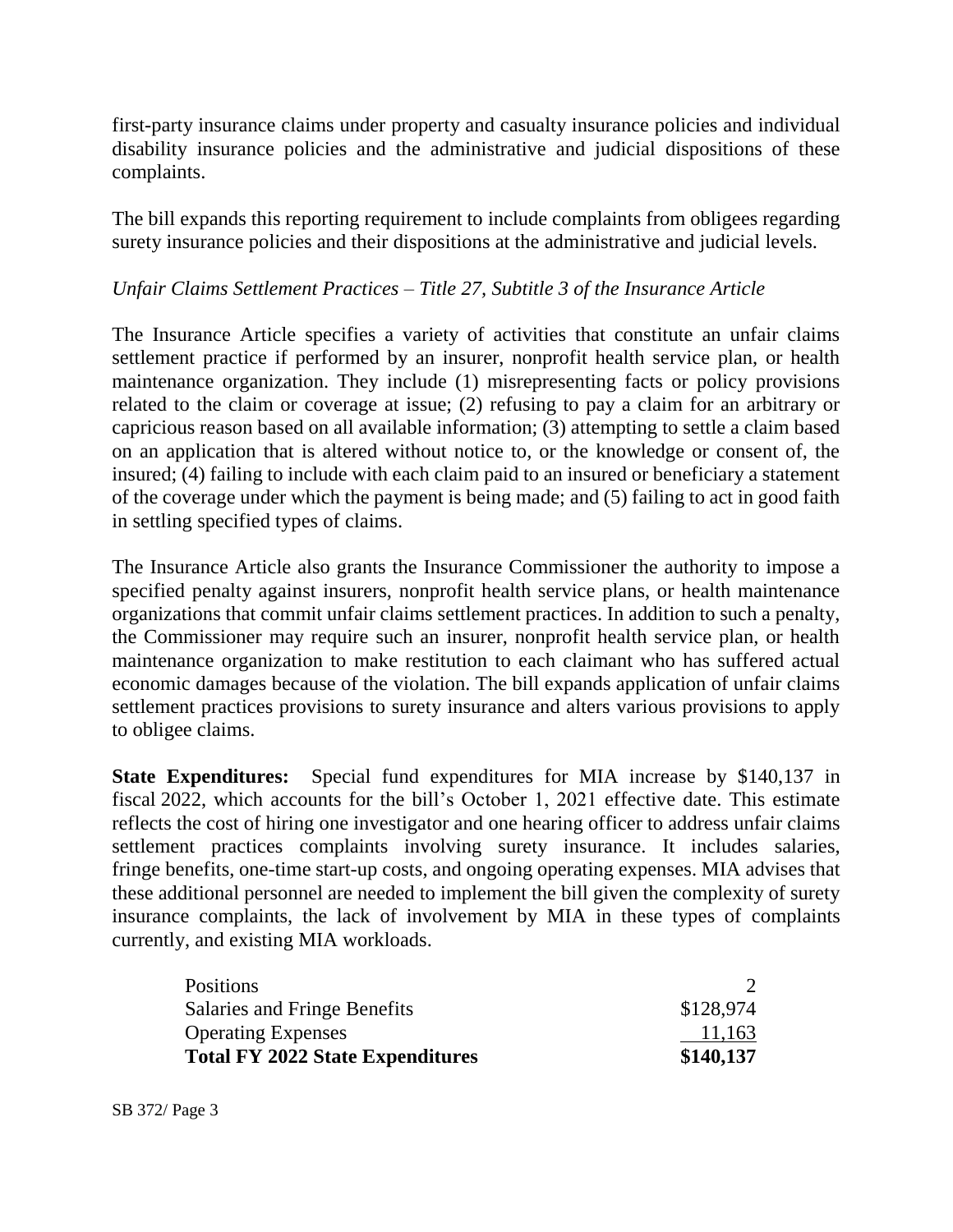first-party insurance claims under property and casualty insurance policies and individual disability insurance policies and the administrative and judicial dispositions of these complaints.

The bill expands this reporting requirement to include complaints from obligees regarding surety insurance policies and their dispositions at the administrative and judicial levels.

*Unfair Claims Settlement Practices – Title 27, Subtitle 3 of the Insurance Article*

The Insurance Article specifies a variety of activities that constitute an unfair claims settlement practice if performed by an insurer, nonprofit health service plan, or health maintenance organization. They include (1) misrepresenting facts or policy provisions related to the claim or coverage at issue; (2) refusing to pay a claim for an arbitrary or capricious reason based on all available information; (3) attempting to settle a claim based on an application that is altered without notice to, or the knowledge or consent of, the insured; (4) failing to include with each claim paid to an insured or beneficiary a statement of the coverage under which the payment is being made; and (5) failing to act in good faith in settling specified types of claims.

The Insurance Article also grants the Insurance Commissioner the authority to impose a specified penalty against insurers, nonprofit health service plans, or health maintenance organizations that commit unfair claims settlement practices. In addition to such a penalty, the Commissioner may require such an insurer, nonprofit health service plan, or health maintenance organization to make restitution to each claimant who has suffered actual economic damages because of the violation. The bill expands application of unfair claims settlement practices provisions to surety insurance and alters various provisions to apply to obligee claims.

**State Expenditures:** Special fund expenditures for MIA increase by $140,137 in fiscal 2022, which accounts for the bill's October 1, 2021 effective date. This estimate reflects the cost of hiring one investigator and one hearing officer to address unfair claims settlement practices complaints involving surety insurance. It includes salaries, fringe benefits, one-time start-up costs, and ongoing operating expenses. MIA advises that these additional personnel are needed to implement the bill given the complexity of surety insurance complaints, the lack of involvement by MIA in these types of complaints currently, and existing MIA workloads.

| | |
|---|---|
| Positions | 2 |
| Salaries and Fringe Benefits | $128,974 |
| Operating Expenses | 11,163 |
| **Total FY 2022 State Expenditures** | **$140,137** |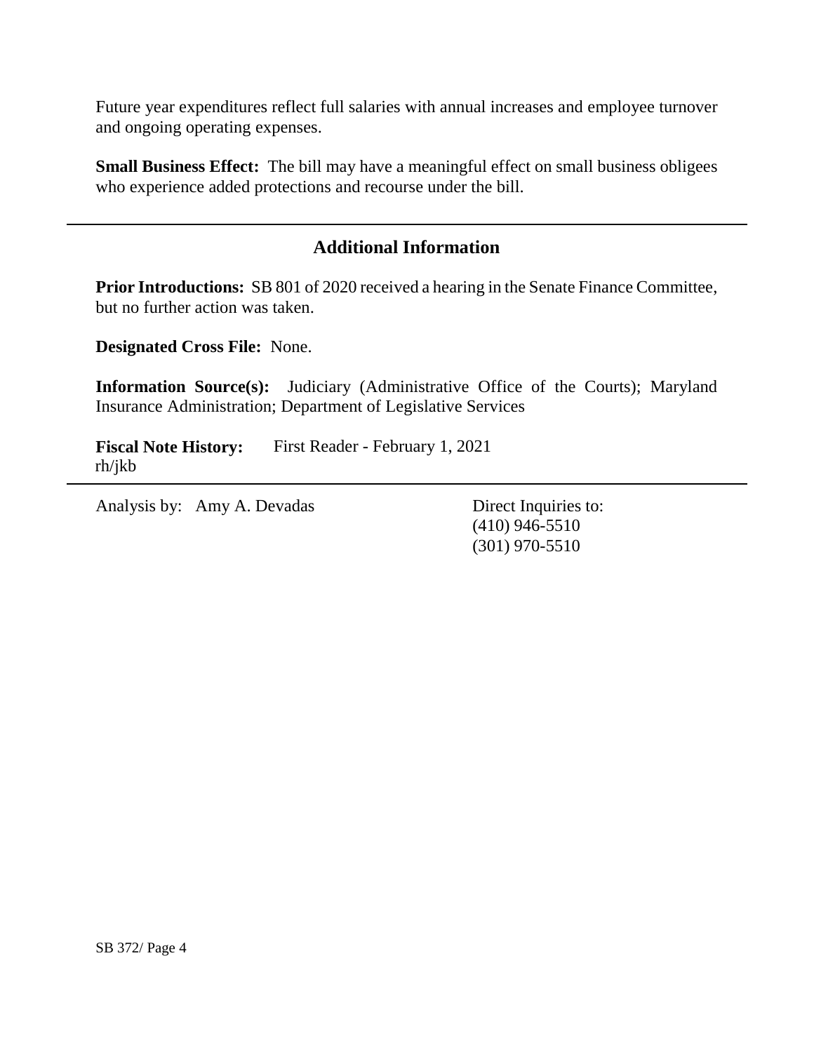Future year expenditures reflect full salaries with annual increases and employee turnover and ongoing operating expenses.

**Small Business Effect:** The bill may have a meaningful effect on small business obligees who experience added protections and recourse under the bill.

---

## Additional Information

**Prior Introductions:** SB 801 of 2020 received a hearing in the Senate Finance Committee, but no further action was taken.

**Designated Cross File:** None.

**Information Source(s):** Judiciary (Administrative Office of the Courts); Maryland Insurance Administration; Department of Legislative Services

**Fiscal Note History:** First Reader - February 1, 2021
rh/jkb

---

Analysis by: Amy A. Devadas

Direct Inquiries to:
(410) 946-5510
(301) 970-5510